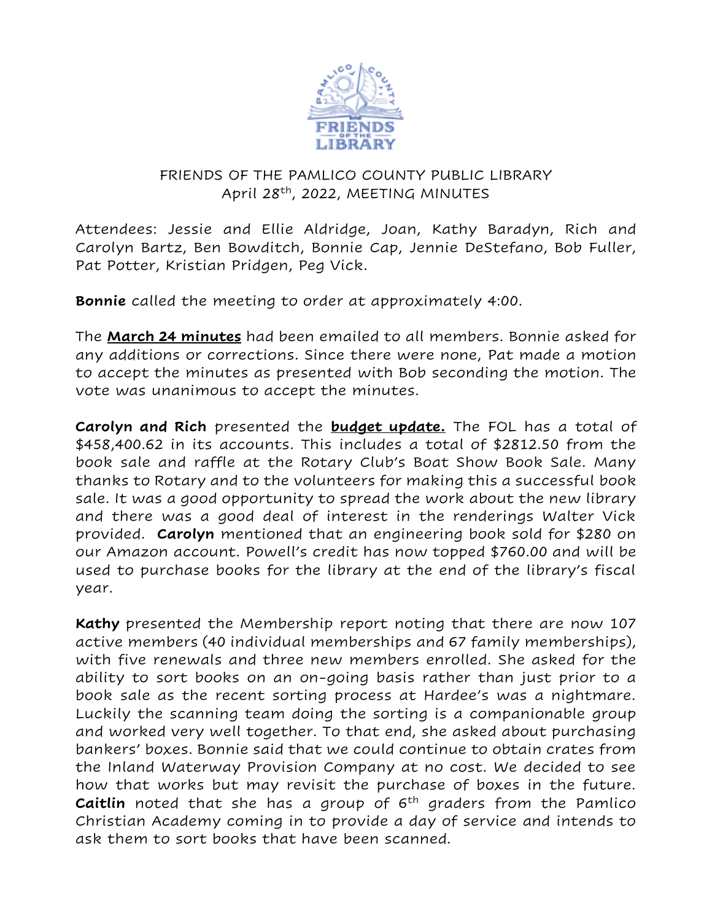FRIENDS OF THE PAMLICO COUNTY PUBLIC LIBRARY
April 28th, 2022, MEETING MINUTES

Attendees: Jessie and Ellie Aldridge, Joan, Kathy Baradyn, Rich and Carolyn Bartz, Ben Bowditch, Bonnie Cap, Jennie DeStefano, Bob Fuller, Pat Potter, Kristian Pridgen, Peg Vick.

**Bonnie** called the meeting to order at approximately 4:00.

The **March 24 minutes** had been emailed to all members. Bonnie asked for any additions or corrections. Since there were none, Pat made a motion to accept the minutes as presented with Bob seconding the motion. The vote was unanimous to accept the minutes.

**Carolyn and Rich** presented the **budget update.** The FOL has a total of $458,400.62 in its accounts. This includes a total of $2812.50 from the book sale and raffle at the Rotary Club's Boat Show Book Sale. Many thanks to Rotary and to the volunteers for making this a successful book sale. It was a good opportunity to spread the work about the new library and there was a good deal of interest in the renderings Walter Vick provided. **Carolyn** mentioned that an engineering book sold for $280 on our Amazon account. Powell's credit has now topped $760.00 and will be used to purchase books for the library at the end of the library's fiscal year.

**Kathy** presented the Membership report noting that there are now 107 active members (40 individual memberships and 67 family memberships), with five renewals and three new members enrolled. She asked for the ability to sort books on an on-going basis rather than just prior to a book sale as the recent sorting process at Hardee's was a nightmare. Luckily the scanning team doing the sorting is a companionable group and worked very well together. To that end, she asked about purchasing bankers' boxes. Bonnie said that we could continue to obtain crates from the Inland Waterway Provision Company at no cost. We decided to see how that works but may revisit the purchase of boxes in the future. **Caitlin** noted that she has a group of 6th graders from the Pamlico Christian Academy coming in to provide a day of service and intends to ask them to sort books that have been scanned.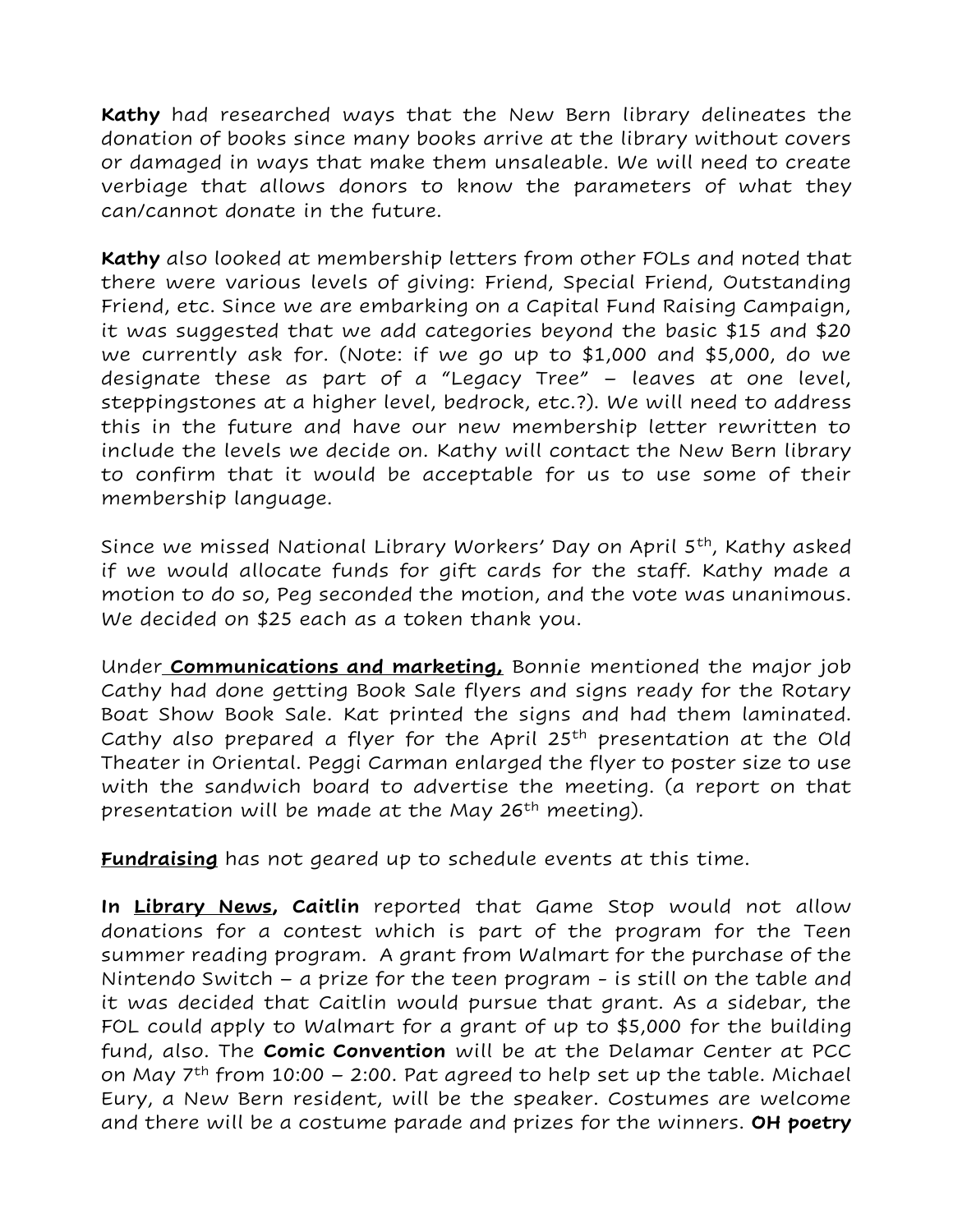**Kathy** had researched ways that the New Bern library delineates the donation of books since many books arrive at the library without covers or damaged in ways that make them unsaleable. We will need to create verbiage that allows donors to know the parameters of what they can/cannot donate in the future.

**Kathy** also looked at membership letters from other FOLs and noted that there were various levels of giving: Friend, Special Friend, Outstanding Friend, etc. Since we are embarking on a Capital Fund Raising Campaign, it was suggested that we add categories beyond the basic $15 and $20 we currently ask for. (Note: if we go up to $1,000 and $5,000, do we designate these as part of a "Legacy Tree" – leaves at one level, steppingstones at a higher level, bedrock, etc.?). We will need to address this in the future and have our new membership letter rewritten to include the levels we decide on. Kathy will contact the New Bern library to confirm that it would be acceptable for us to use some of their membership language.

Since we missed National Library Workers' Day on April 5th, Kathy asked if we would allocate funds for gift cards for the staff. Kathy made a motion to do so, Peg seconded the motion, and the vote was unanimous. We decided on $25 each as a token thank you.

Under **<u>Communications and marketing,</u>** Bonnie mentioned the major job Cathy had done getting Book Sale flyers and signs ready for the Rotary Boat Show Book Sale. Kat printed the signs and had them laminated. Cathy also prepared a flyer for the April 25th presentation at the Old Theater in Oriental. Peggi Carman enlarged the flyer to poster size to use with the sandwich board to advertise the meeting. (a report on that presentation will be made at the May 26th meeting).

**<u>Fundraising</u>** has not geared up to schedule events at this time.

**In <u>Library News</u>, Caitlin** reported that Game Stop would not allow donations for a contest which is part of the program for the Teen summer reading program. A grant from Walmart for the purchase of the Nintendo Switch – a prize for the teen program - is still on the table and it was decided that Caitlin would pursue that grant. As a sidebar, the FOL could apply to Walmart for a grant of up to $5,000 for the building fund, also. The **Comic Convention** will be at the Delamar Center at PCC on May 7th from 10:00 – 2:00. Pat agreed to help set up the table. Michael Eury, a New Bern resident, will be the speaker. Costumes are welcome and there will be a costume parade and prizes for the winners. **OH poetry**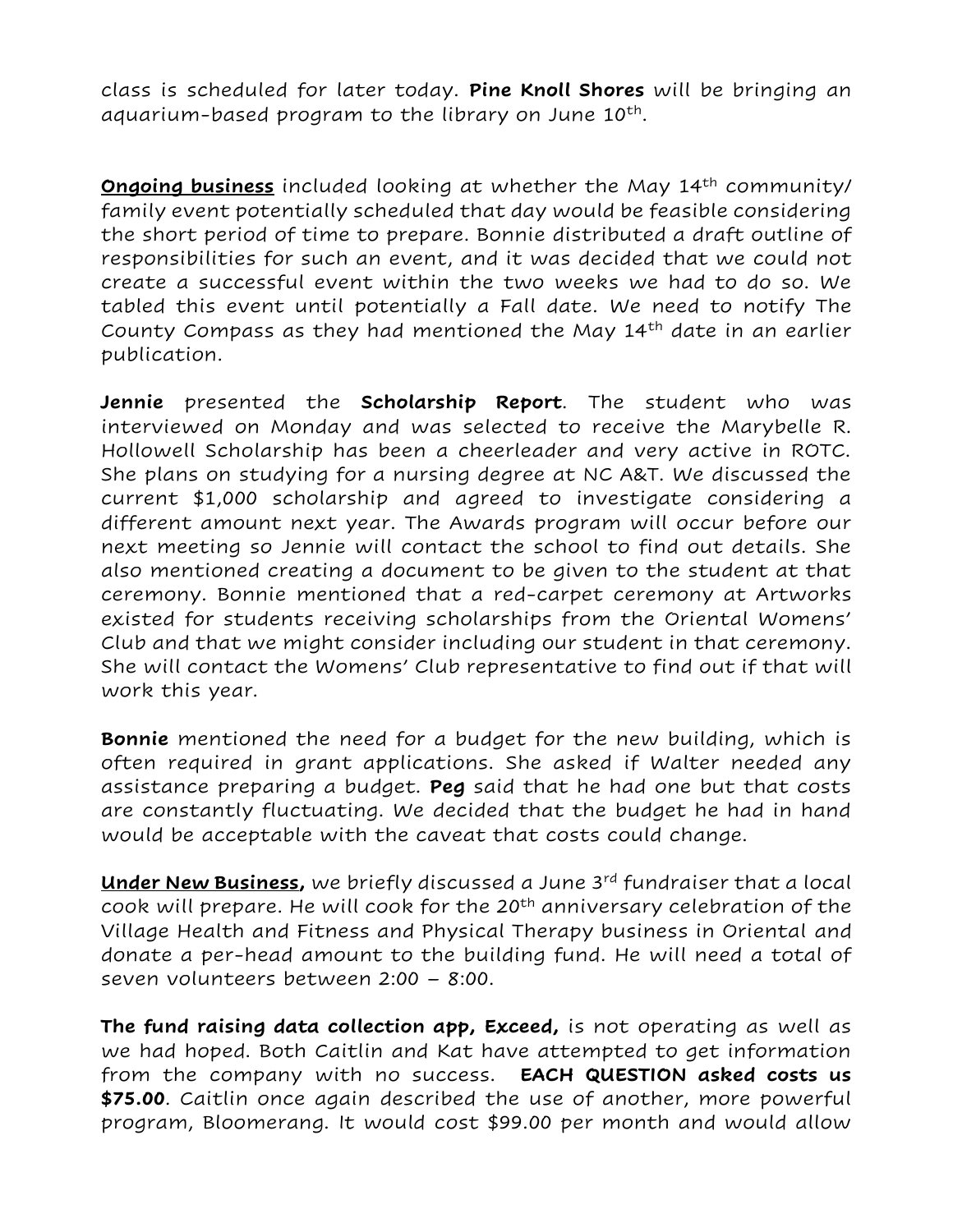class is scheduled for later today. **Pine Knoll Shores** will be bringing an aquarium-based program to the library on June 10th.

**<u>Ongoing business</u>** included looking at whether the May 14th community/family event potentially scheduled that day would be feasible considering the short period of time to prepare. Bonnie distributed a draft outline of responsibilities for such an event, and it was decided that we could not create a successful event within the two weeks we had to do so. We tabled this event until potentially a Fall date. We need to notify The County Compass as they had mentioned the May 14th date in an earlier publication.

**Jennie** presented the **Scholarship Report**. The student who was interviewed on Monday and was selected to receive the Marybelle R. Hollowell Scholarship has been a cheerleader and very active in ROTC. She plans on studying for a nursing degree at NC A&T. We discussed the current $1,000 scholarship and agreed to investigate considering a different amount next year. The Awards program will occur before our next meeting so Jennie will contact the school to find out details. She also mentioned creating a document to be given to the student at that ceremony. Bonnie mentioned that a red-carpet ceremony at Artworks existed for students receiving scholarships from the Oriental Womens' Club and that we might consider including our student in that ceremony. She will contact the Womens' Club representative to find out if that will work this year.

**Bonnie** mentioned the need for a budget for the new building, which is often required in grant applications. She asked if Walter needed any assistance preparing a budget. **Peg** said that he had one but that costs are constantly fluctuating. We decided that the budget he had in hand would be acceptable with the caveat that costs could change.

**<u>Under New Business</u>,** we briefly discussed a June 3rd fundraiser that a local cook will prepare. He will cook for the 20th anniversary celebration of the Village Health and Fitness and Physical Therapy business in Oriental and donate a per-head amount to the building fund. He will need a total of seven volunteers between 2:00 – 8:00.

**The fund raising data collection app, Exceed,** is not operating as well as we had hoped. Both Caitlin and Kat have attempted to get information from the company with no success. **EACH QUESTION asked costs us $75.00**. Caitlin once again described the use of another, more powerful program, Bloomerang. It would cost $99.00 per month and would allow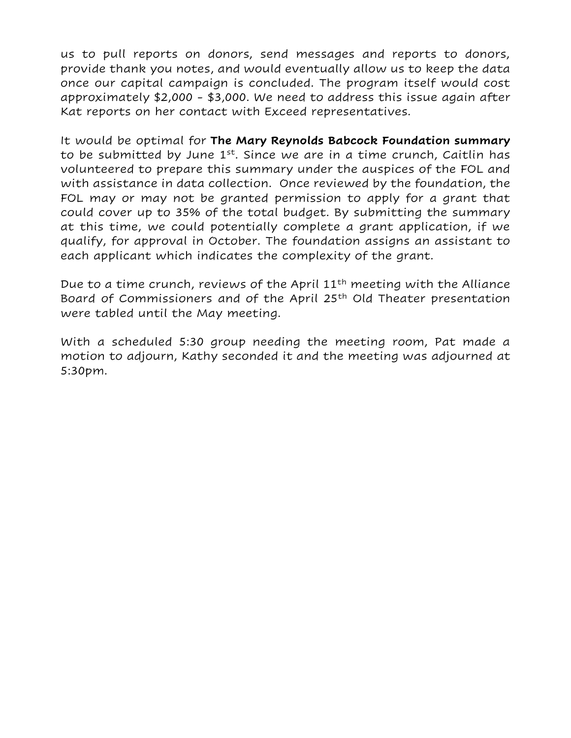us to pull reports on donors, send messages and reports to donors, provide thank you notes, and would eventually allow us to keep the data once our capital campaign is concluded. The program itself would cost approximately $2,000 - $3,000. We need to address this issue again after Kat reports on her contact with Exceed representatives.

It would be optimal for **The Mary Reynolds Babcock Foundation summary** to be submitted by June 1st. Since we are in a time crunch, Caitlin has volunteered to prepare this summary under the auspices of the FOL and with assistance in data collection. Once reviewed by the foundation, the FOL may or may not be granted permission to apply for a grant that could cover up to 35% of the total budget. By submitting the summary at this time, we could potentially complete a grant application, if we qualify, for approval in October. The foundation assigns an assistant to each applicant which indicates the complexity of the grant.

Due to a time crunch, reviews of the April 11th meeting with the Alliance Board of Commissioners and of the April 25th Old Theater presentation were tabled until the May meeting.

With a scheduled 5:30 group needing the meeting room, Pat made a motion to adjourn, Kathy seconded it and the meeting was adjourned at 5:30pm.